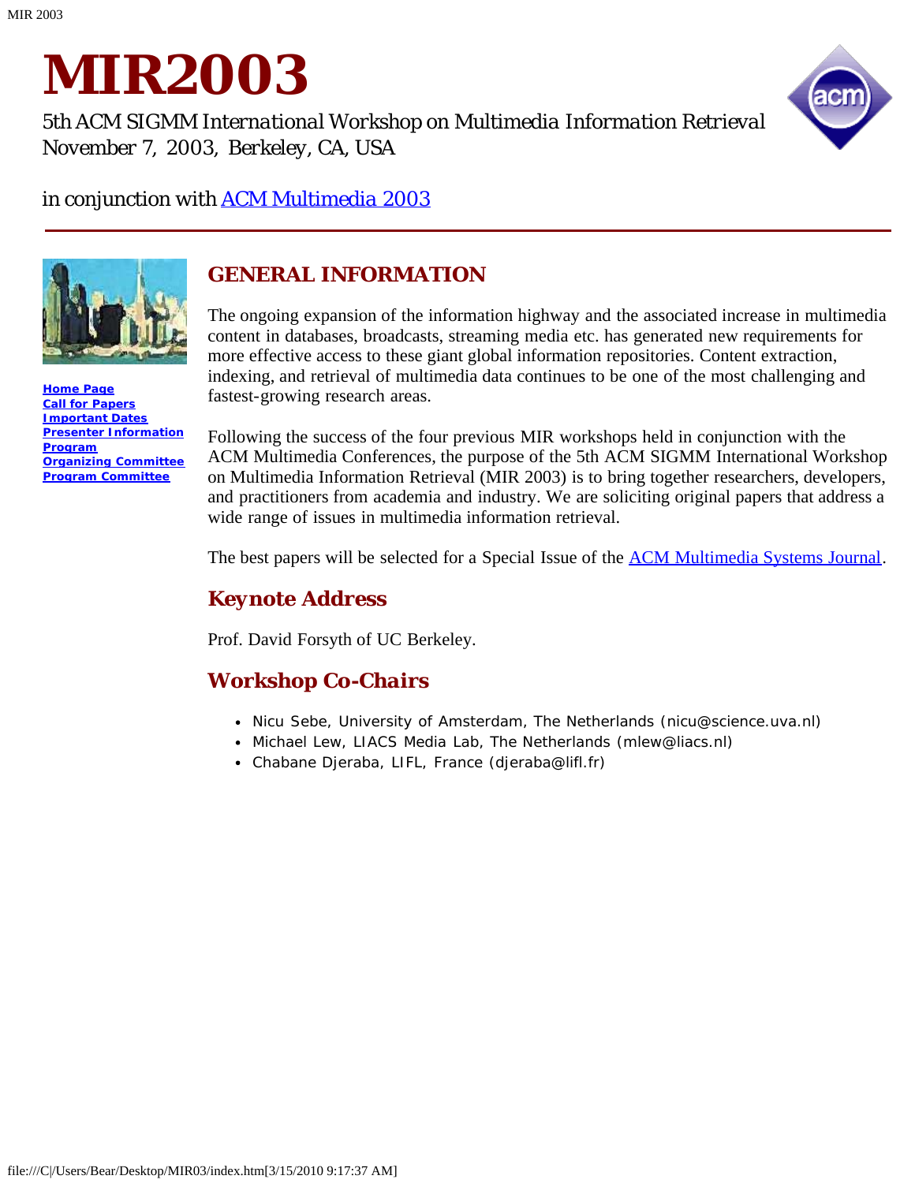# MIR2003

*5th ACM SIGMM International Workshop on Multimedia Information Retrieval*
*November 7, 2003, Berkeley, CA, USA*

in conjunction with [ACM Multimedia 2003]

**Home Page**
**Call for Papers**
**Important Dates**
**Presenter Information**
**Program**
**Organizing Committee**
**Program Committee**

## GENERAL INFORMATION

The ongoing expansion of the information highway and the associated increase in multimedia content in databases, broadcasts, streaming media etc. has generated new requirements for more effective access to these giant global information repositories. Content extraction, indexing, and retrieval of multimedia data continues to be one of the most challenging and fastest-growing research areas.

Following the success of the four previous MIR workshops held in conjunction with the ACM Multimedia Conferences, the purpose of the 5th ACM SIGMM International Workshop on Multimedia Information Retrieval (MIR 2003) is to bring together researchers, developers, and practitioners from academia and industry. We are soliciting original papers that address a wide range of issues in multimedia information retrieval.

The best papers will be selected for a Special Issue of the ACM Multimedia Systems Journal.

### Keynote Address

Prof. David Forsyth of UC Berkeley.

### Workshop Co-Chairs

- Nicu Sebe, University of Amsterdam, The Netherlands (nicu@science.uva.nl)
- Michael Lew, LIACS Media Lab, The Netherlands (mlew@liacs.nl)
- Chabane Djeraba, LIFL, France (djeraba@lifl.fr)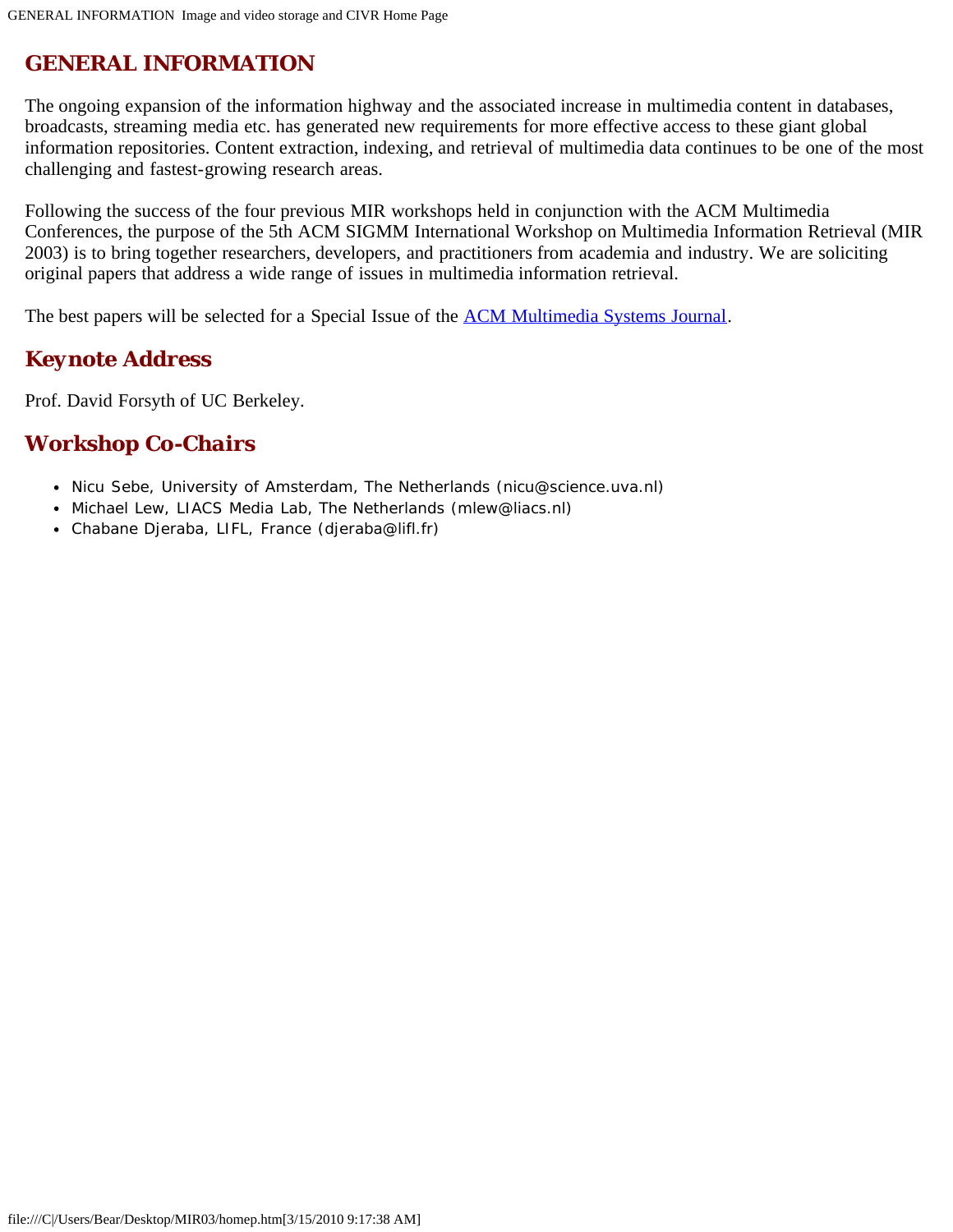## GENERAL INFORMATION

The ongoing expansion of the information highway and the associated increase in multimedia content in databases, broadcasts, streaming media etc. has generated new requirements for more effective access to these giant global information repositories. Content extraction, indexing, and retrieval of multimedia data continues to be one of the most challenging and fastest-growing research areas.

Following the success of the four previous MIR workshops held in conjunction with the ACM Multimedia Conferences, the purpose of the 5th ACM SIGMM International Workshop on Multimedia Information Retrieval (MIR 2003) is to bring together researchers, developers, and practitioners from academia and industry. We are soliciting original papers that address a wide range of issues in multimedia information retrieval.

The best papers will be selected for a Special Issue of the ACM Multimedia Systems Journal.

## Keynote Address

Prof. David Forsyth of UC Berkeley.

## Workshop Co-Chairs

- Nicu Sebe, University of Amsterdam, The Netherlands (nicu@science.uva.nl)
- Michael Lew, LIACS Media Lab, The Netherlands (mlew@liacs.nl)
- Chabane Djeraba, LIFL, France (djeraba@lifl.fr)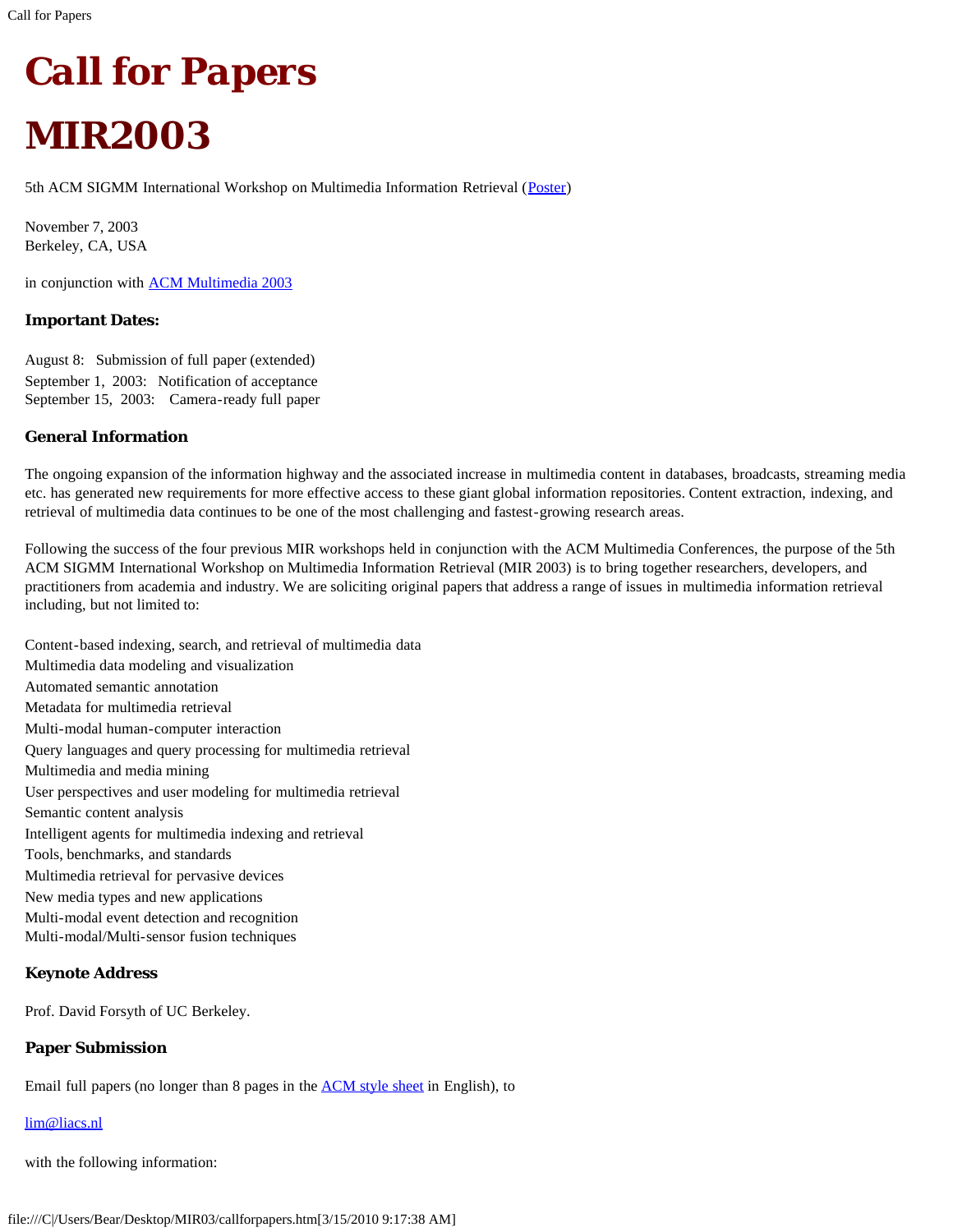# Call for Papers

# MIR2003

5th ACM SIGMM International Workshop on Multimedia Information Retrieval (Poster)

November 7, 2003
Berkeley, CA, USA

in conjunction with ACM Multimedia 2003

### Important Dates:

August 8:  Submission of full paper (extended)
September 1, 2003:  Notification of acceptance
September 15, 2003:  Camera-ready full paper

### General Information

The ongoing expansion of the information highway and the associated increase in multimedia content in databases, broadcasts, streaming media etc. has generated new requirements for more effective access to these giant global information repositories. Content extraction, indexing, and retrieval of multimedia data continues to be one of the most challenging and fastest-growing research areas.

Following the success of the four previous MIR workshops held in conjunction with the ACM Multimedia Conferences, the purpose of the 5th ACM SIGMM International Workshop on Multimedia Information Retrieval (MIR 2003) is to bring together researchers, developers, and practitioners from academia and industry. We are soliciting original papers that address a range of issues in multimedia information retrieval including, but not limited to:

Content-based indexing, search, and retrieval of multimedia data
Multimedia data modeling and visualization
Automated semantic annotation
Metadata for multimedia retrieval
Multi-modal human-computer interaction
Query languages and query processing for multimedia retrieval
Multimedia and media mining
User perspectives and user modeling for multimedia retrieval
Semantic content analysis
Intelligent agents for multimedia indexing and retrieval
Tools, benchmarks, and standards
Multimedia retrieval for pervasive devices
New media types and new applications
Multi-modal event detection and recognition
Multi-modal/Multi-sensor fusion techniques

### Keynote Address

Prof. David Forsyth of UC Berkeley.

### Paper Submission

Email full papers (no longer than 8 pages in the ACM style sheet in English), to

lim@liacs.nl

with the following information: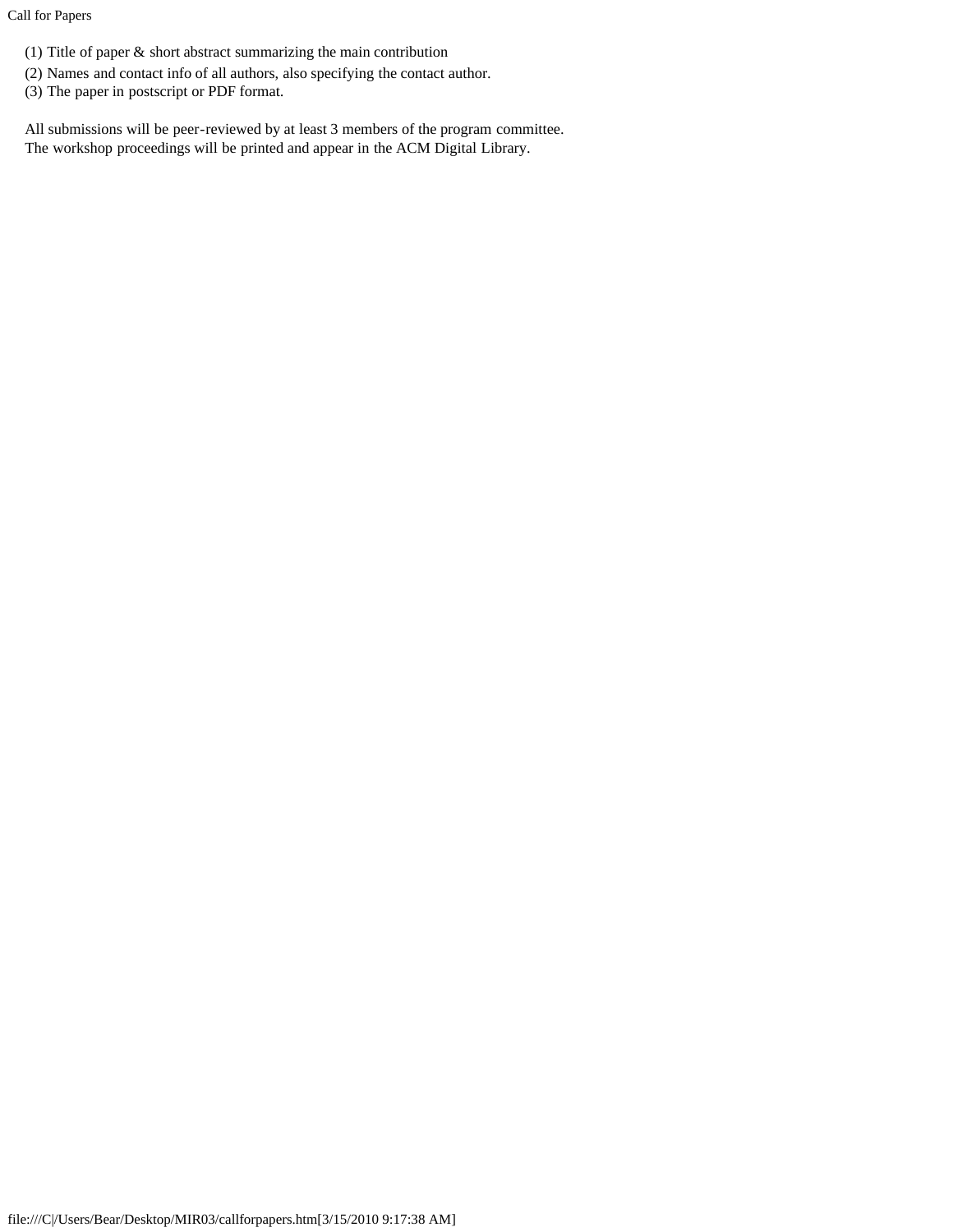(1) Title of paper & short abstract summarizing the main contribution
(2) Names and contact info of all authors, also specifying the contact author.
(3) The paper in postscript or PDF format.

All submissions will be peer-reviewed by at least 3 members of the program committee.
The workshop proceedings will be printed and appear in the ACM Digital Library.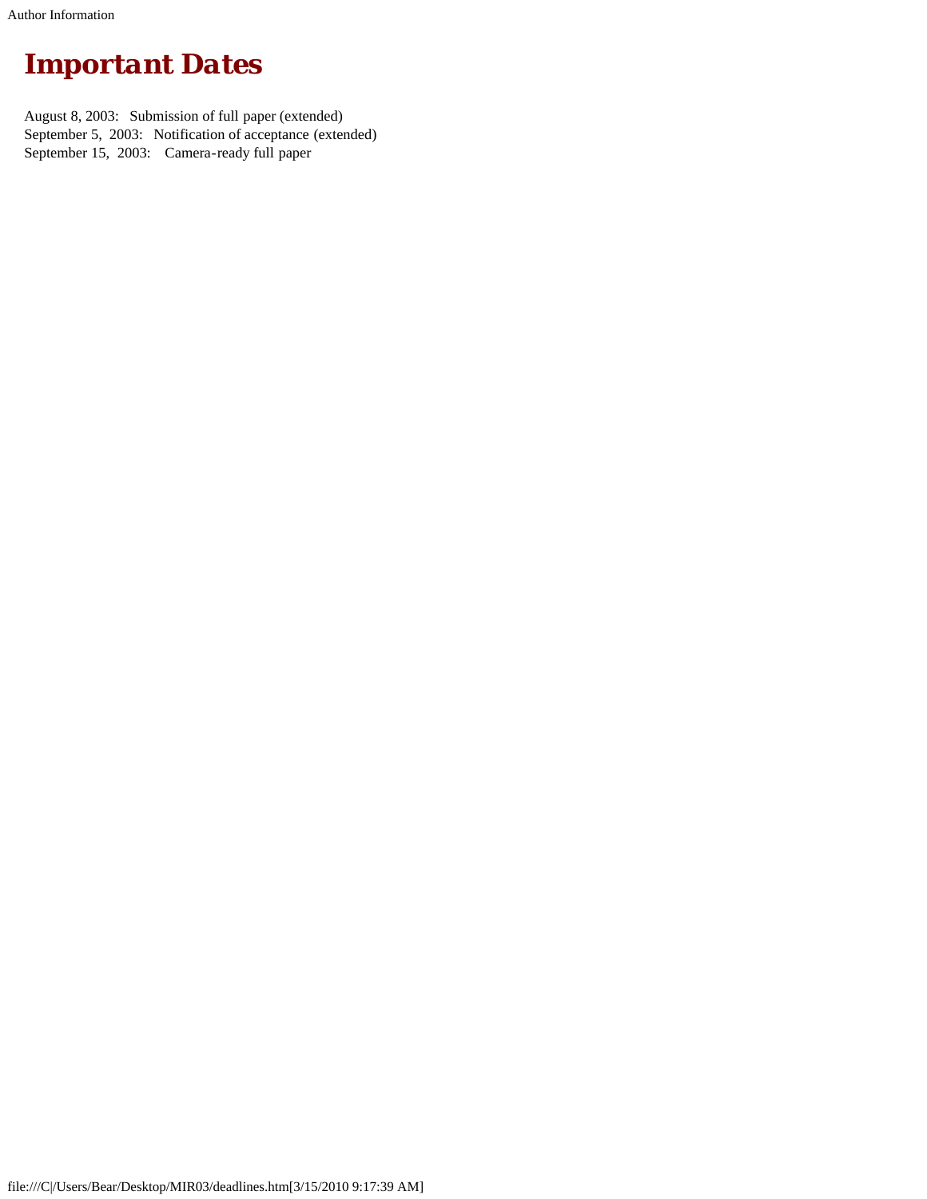# Important Dates

August 8, 2003: Submission of full paper (extended)
September 5, 2003: Notification of acceptance (extended)
September 15, 2003: Camera-ready full paper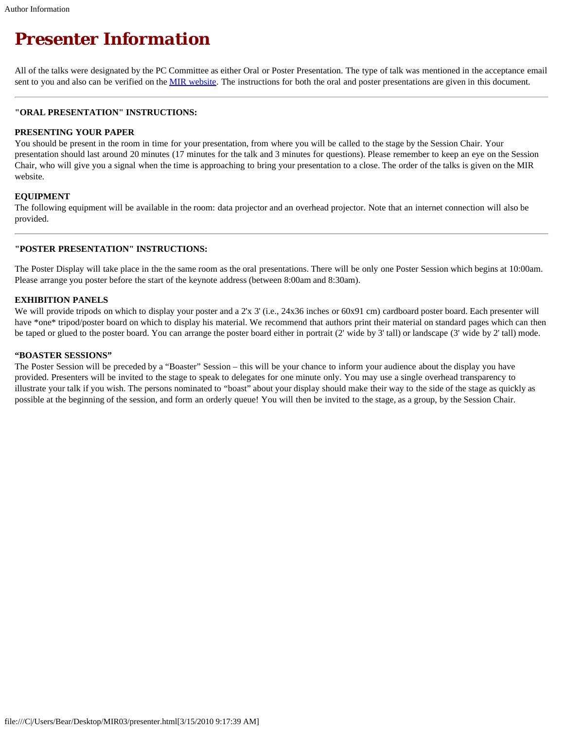# Presenter Information

All of the talks were designated by the PC Committee as either Oral or Poster Presentation. The type of talk was mentioned in the acceptance email sent to you and also can be verified on the [MIR website](). The instructions for both the oral and poster presentations are given in this document.

---

**"ORAL PRESENTATION" INSTRUCTIONS:**

**PRESENTING YOUR PAPER**
You should be present in the room in time for your presentation, from where you will be called to the stage by the Session Chair. Your presentation should last around 20 minutes (17 minutes for the talk and 3 minutes for questions). Please remember to keep an eye on the Session Chair, who will give you a signal when the time is approaching to bring your presentation to a close. The order of the talks is given on the MIR website.

**EQUIPMENT**
The following equipment will be available in the room: data projector and an overhead projector. Note that an internet connection will also be provided.

---

**"POSTER PRESENTATION" INSTRUCTIONS:**

The Poster Display will take place in the the same room as the oral presentations. There will be only one Poster Session which begins at 10:00am. Please arrange you poster before the start of the keynote address (between 8:00am and 8:30am).

**EXHIBITION PANELS**
We will provide tripods on which to display your poster and a 2'x 3' (i.e., 24x36 inches or 60x91 cm) cardboard poster board. Each presenter will have *one* tripod/poster board on which to display his material. We recommend that authors print their material on standard pages which can then be taped or glued to the poster board. You can arrange the poster board either in portrait (2' wide by 3' tall) or landscape (3' wide by 2' tall) mode.

**"BOASTER SESSIONS"**
The Poster Session will be preceded by a "Boaster" Session – this will be your chance to inform your audience about the display you have provided. Presenters will be invited to the stage to speak to delegates for one minute only. You may use a single overhead transparency to illustrate your talk if you wish. The persons nominated to "boast" about your display should make their way to the side of the stage as quickly as possible at the beginning of the session, and form an orderly queue! You will then be invited to the stage, as a group, by the Session Chair.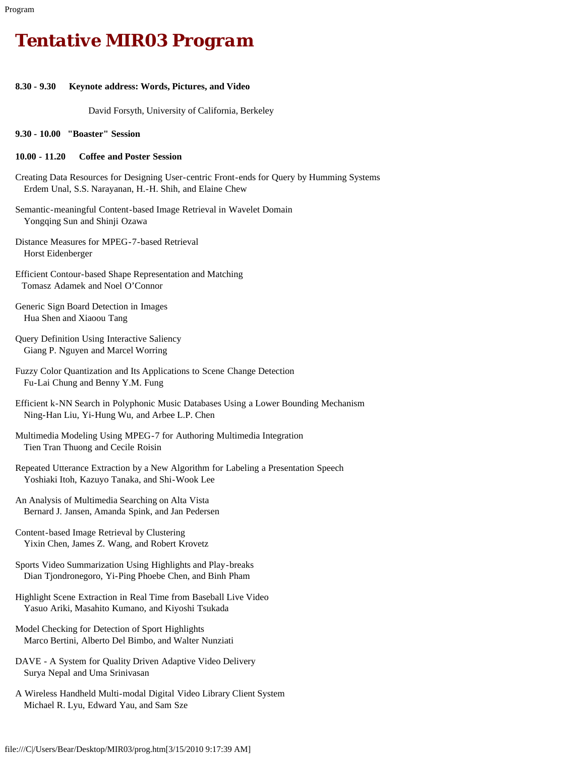# Tentative MIR03 Program

**8.30 - 9.30 Keynote address: Words, Pictures, and Video**

David Forsyth, University of California, Berkeley

**9.30 - 10.00 "Boaster" Session**

**10.00 - 11.20 Coffee and Poster Session**

Creating Data Resources for Designing User-centric Front-ends for Query by Humming Systems
Erdem Unal, S.S. Narayanan, H.-H. Shih, and Elaine Chew

Semantic-meaningful Content-based Image Retrieval in Wavelet Domain
Yongqing Sun and Shinji Ozawa

Distance Measures for MPEG-7-based Retrieval
Horst Eidenberger

Efficient Contour-based Shape Representation and Matching
Tomasz Adamek and Noel O'Connor

Generic Sign Board Detection in Images
Hua Shen and Xiaoou Tang

Query Definition Using Interactive Saliency
Giang P. Nguyen and Marcel Worring

Fuzzy Color Quantization and Its Applications to Scene Change Detection
Fu-Lai Chung and Benny Y.M. Fung

Efficient k-NN Search in Polyphonic Music Databases Using a Lower Bounding Mechanism
Ning-Han Liu, Yi-Hung Wu, and Arbee L.P. Chen

Multimedia Modeling Using MPEG-7 for Authoring Multimedia Integration
Tien Tran Thuong and Cecile Roisin

Repeated Utterance Extraction by a New Algorithm for Labeling a Presentation Speech
Yoshiaki Itoh, Kazuyo Tanaka, and Shi-Wook Lee

An Analysis of Multimedia Searching on Alta Vista
Bernard J. Jansen, Amanda Spink, and Jan Pedersen

Content-based Image Retrieval by Clustering
Yixin Chen, James Z. Wang, and Robert Krovetz

Sports Video Summarization Using Highlights and Play-breaks
Dian Tjondronegoro, Yi-Ping Phoebe Chen, and Binh Pham

Highlight Scene Extraction in Real Time from Baseball Live Video
Yasuo Ariki, Masahito Kumano, and Kiyoshi Tsukada

Model Checking for Detection of Sport Highlights
Marco Bertini, Alberto Del Bimbo, and Walter Nunziati

DAVE - A System for Quality Driven Adaptive Video Delivery
Surya Nepal and Uma Srinivasan

A Wireless Handheld Multi-modal Digital Video Library Client System
Michael R. Lyu, Edward Yau, and Sam Sze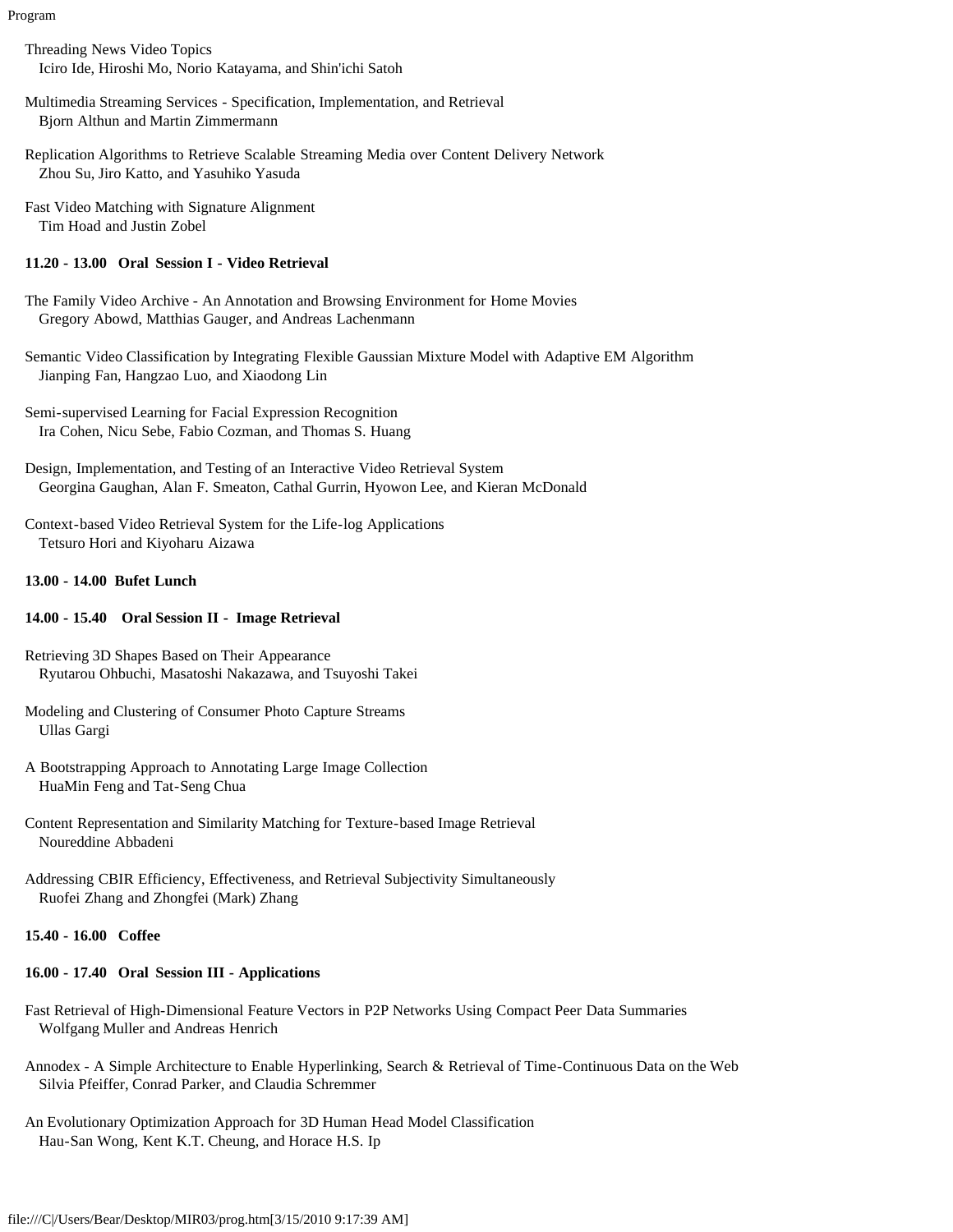Threading News Video Topics
Iciro Ide, Hiroshi Mo, Norio Katayama, and Shin'ichi Satoh

Multimedia Streaming Services - Specification, Implementation, and Retrieval
Bjorn Althun and Martin Zimmermann

Replication Algorithms to Retrieve Scalable Streaming Media over Content Delivery Network
Zhou Su, Jiro Katto, and Yasuhiko Yasuda

Fast Video Matching with Signature Alignment
Tim Hoad and Justin Zobel

**11.20 - 13.00 Oral Session I - Video Retrieval**

The Family Video Archive - An Annotation and Browsing Environment for Home Movies
Gregory Abowd, Matthias Gauger, and Andreas Lachenmann

Semantic Video Classification by Integrating Flexible Gaussian Mixture Model with Adaptive EM Algorithm
Jianping Fan, Hangzao Luo, and Xiaodong Lin

Semi-supervised Learning for Facial Expression Recognition
Ira Cohen, Nicu Sebe, Fabio Cozman, and Thomas S. Huang

Design, Implementation, and Testing of an Interactive Video Retrieval System
Georgina Gaughan, Alan F. Smeaton, Cathal Gurrin, Hyowon Lee, and Kieran McDonald

Context-based Video Retrieval System for the Life-log Applications
Tetsuro Hori and Kiyoharu Aizawa

**13.00 - 14.00 Bufet Lunch**

**14.00 - 15.40 Oral Session II - Image Retrieval**

Retrieving 3D Shapes Based on Their Appearance
Ryutarou Ohbuchi, Masatoshi Nakazawa, and Tsuyoshi Takei

Modeling and Clustering of Consumer Photo Capture Streams
Ullas Gargi

A Bootstrapping Approach to Annotating Large Image Collection
HuaMin Feng and Tat-Seng Chua

Content Representation and Similarity Matching for Texture-based Image Retrieval
Noureddine Abbadeni

Addressing CBIR Efficiency, Effectiveness, and Retrieval Subjectivity Simultaneously
Ruofei Zhang and Zhongfei (Mark) Zhang

**15.40 - 16.00 Coffee**

**16.00 - 17.40 Oral Session III - Applications**

Fast Retrieval of High-Dimensional Feature Vectors in P2P Networks Using Compact Peer Data Summaries
Wolfgang Muller and Andreas Henrich

Annodex - A Simple Architecture to Enable Hyperlinking, Search & Retrieval of Time-Continuous Data on the Web
Silvia Pfeiffer, Conrad Parker, and Claudia Schremmer

An Evolutionary Optimization Approach for 3D Human Head Model Classification
Hau-San Wong, Kent K.T. Cheung, and Horace H.S. Ip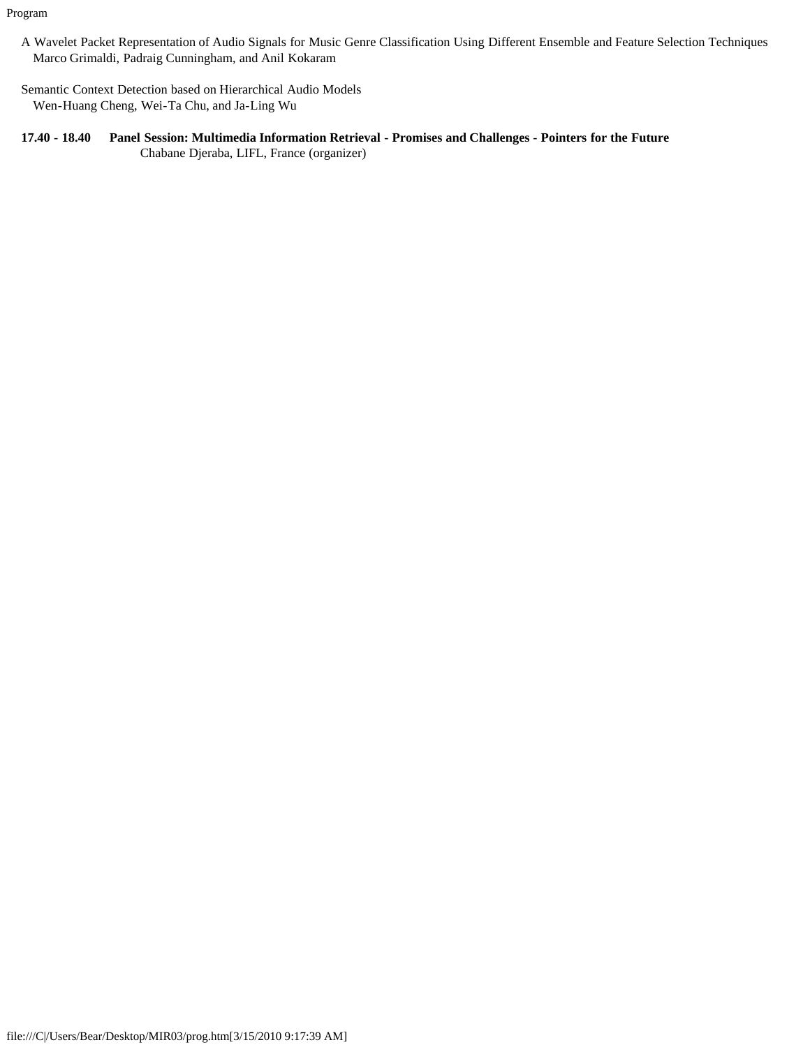A Wavelet Packet Representation of Audio Signals for Music Genre Classification Using Different Ensemble and Feature Selection Techniques
Marco Grimaldi, Padraig Cunningham, and Anil Kokaram

Semantic Context Detection based on Hierarchical Audio Models
Wen-Huang Cheng, Wei-Ta Chu, and Ja-Ling Wu

**17.40 - 18.40 Panel Session: Multimedia Information Retrieval - Promises and Challenges - Pointers for the Future**
Chabane Djeraba, LIFL, France (organizer)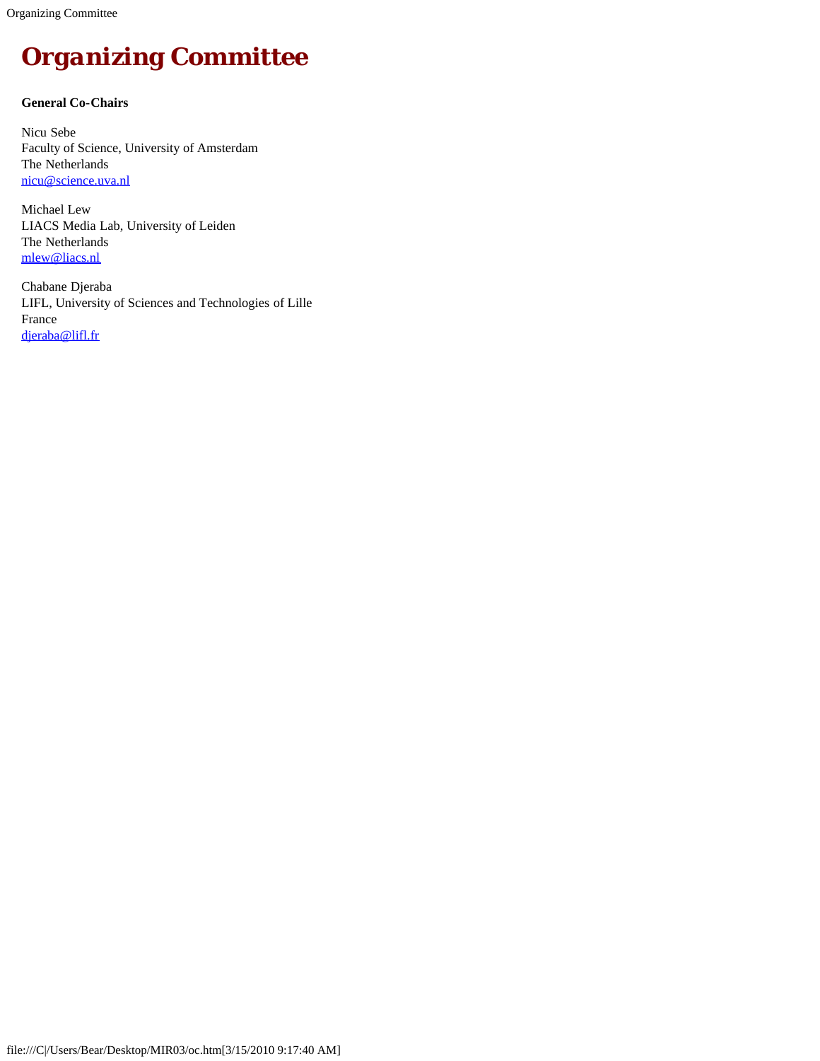# Organizing Committee

**General Co-Chairs**

Nicu Sebe
Faculty of Science, University of Amsterdam
The Netherlands
nicu@science.uva.nl

Michael Lew
LIACS Media Lab, University of Leiden
The Netherlands
mlew@liacs.nl

Chabane Djeraba
LIFL, University of Sciences and Technologies of Lille
France
djeraba@lifl.fr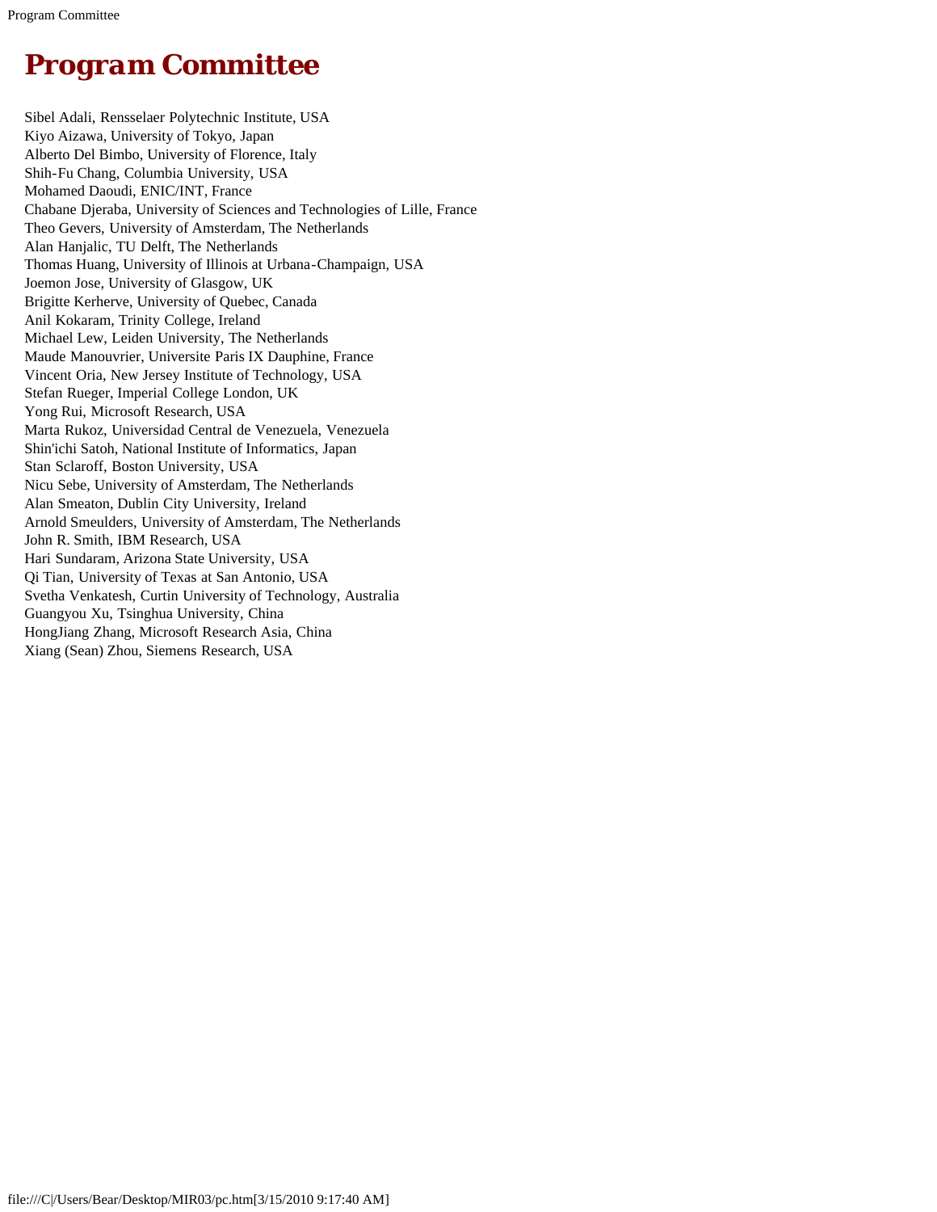# Program Committee

Sibel Adali, Rensselaer Polytechnic Institute, USA
Kiyo Aizawa, University of Tokyo, Japan
Alberto Del Bimbo, University of Florence, Italy
Shih-Fu Chang, Columbia University, USA
Mohamed Daoudi, ENIC/INT, France
Chabane Djeraba, University of Sciences and Technologies of Lille, France
Theo Gevers, University of Amsterdam, The Netherlands
Alan Hanjalic, TU Delft, The Netherlands
Thomas Huang, University of Illinois at Urbana-Champaign, USA
Joemon Jose, University of Glasgow, UK
Brigitte Kerherve, University of Quebec, Canada
Anil Kokaram, Trinity College, Ireland
Michael Lew, Leiden University, The Netherlands
Maude Manouvrier, Universite Paris IX Dauphine, France
Vincent Oria, New Jersey Institute of Technology, USA
Stefan Rueger, Imperial College London, UK
Yong Rui, Microsoft Research, USA
Marta Rukoz, Universidad Central de Venezuela, Venezuela
Shin'ichi Satoh, National Institute of Informatics, Japan
Stan Sclaroff, Boston University, USA
Nicu Sebe, University of Amsterdam, The Netherlands
Alan Smeaton, Dublin City University, Ireland
Arnold Smeulders, University of Amsterdam, The Netherlands
John R. Smith, IBM Research, USA
Hari Sundaram, Arizona State University, USA
Qi Tian, University of Texas at San Antonio, USA
Svetha Venkatesh, Curtin University of Technology, Australia
Guangyou Xu, Tsinghua University, China
HongJiang Zhang, Microsoft Research Asia, China
Xiang (Sean) Zhou, Siemens Research, USA